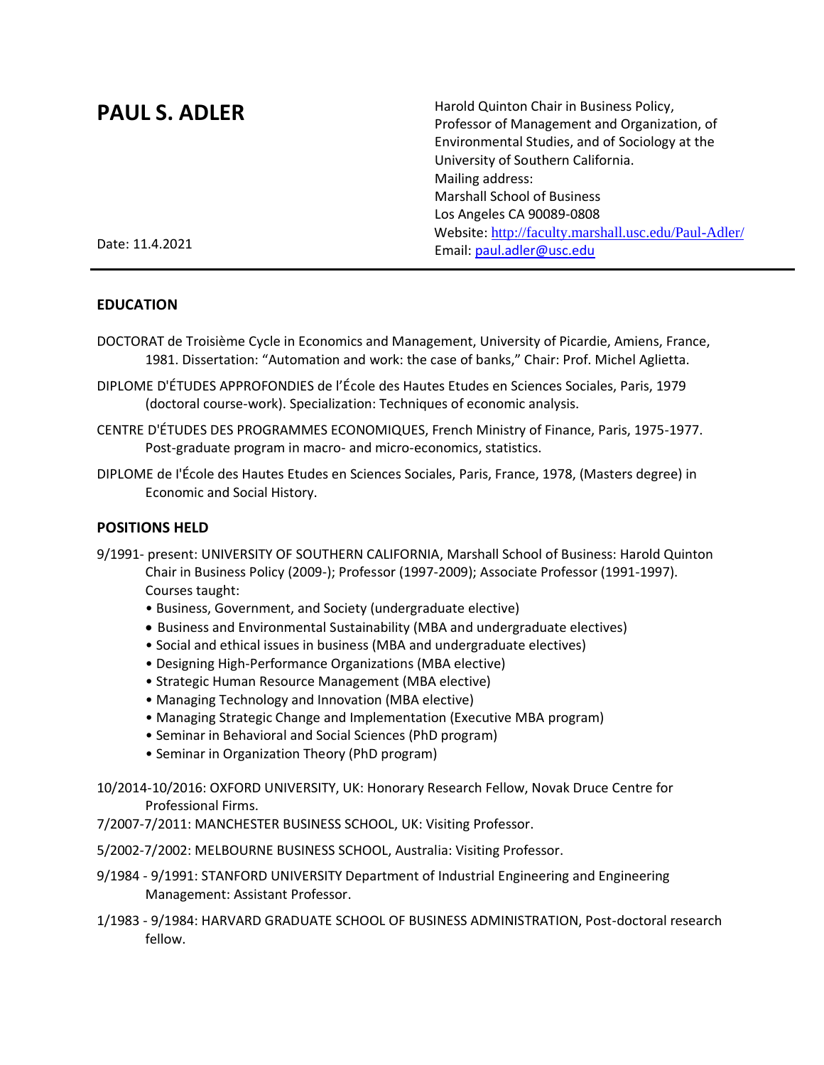# PAUL S. ADLER

Harold Quinton Chair in Business Policy,
Professor of Management and Organization, of Environmental Studies, and of Sociology at the University of Southern California.
Mailing address:
Marshall School of Business
Los Angeles CA 90089-0808
Website: http://faculty.marshall.usc.edu/Paul-Adler/
Email: paul.adler@usc.edu

Date: 11.4.2021

---

## EDUCATION

DOCTORAT de Troisième Cycle in Economics and Management, University of Picardie, Amiens, France, 1981. Dissertation: "Automation and work: the case of banks," Chair: Prof. Michel Aglietta.

DIPLOME D'ÉTUDES APPROFONDIES de l'École des Hautes Etudes en Sciences Sociales, Paris, 1979 (doctoral course-work). Specialization: Techniques of economic analysis.

CENTRE D'ÉTUDES DES PROGRAMMES ECONOMIQUES, French Ministry of Finance, Paris, 1975-1977. Post-graduate program in macro- and micro-economics, statistics.

DIPLOME de l'École des Hautes Etudes en Sciences Sociales, Paris, France, 1978, (Masters degree) in Economic and Social History.

## POSITIONS HELD

9/1991- present: UNIVERSITY OF SOUTHERN CALIFORNIA, Marshall School of Business: Harold Quinton Chair in Business Policy (2009-); Professor (1997-2009); Associate Professor (1991-1997). Courses taught:

- Business, Government, and Society (undergraduate elective)
- Business and Environmental Sustainability (MBA and undergraduate electives)
- Social and ethical issues in business (MBA and undergraduate electives)
- Designing High-Performance Organizations (MBA elective)
- Strategic Human Resource Management (MBA elective)
- Managing Technology and Innovation (MBA elective)
- Managing Strategic Change and Implementation (Executive MBA program)
- Seminar in Behavioral and Social Sciences (PhD program)
- Seminar in Organization Theory (PhD program)

10/2014-10/2016: OXFORD UNIVERSITY, UK: Honorary Research Fellow, Novak Druce Centre for Professional Firms.

7/2007-7/2011: MANCHESTER BUSINESS SCHOOL, UK: Visiting Professor.

5/2002-7/2002: MELBOURNE BUSINESS SCHOOL, Australia: Visiting Professor.

9/1984 - 9/1991: STANFORD UNIVERSITY Department of Industrial Engineering and Engineering Management: Assistant Professor.

1/1983 - 9/1984: HARVARD GRADUATE SCHOOL OF BUSINESS ADMINISTRATION, Post-doctoral research fellow.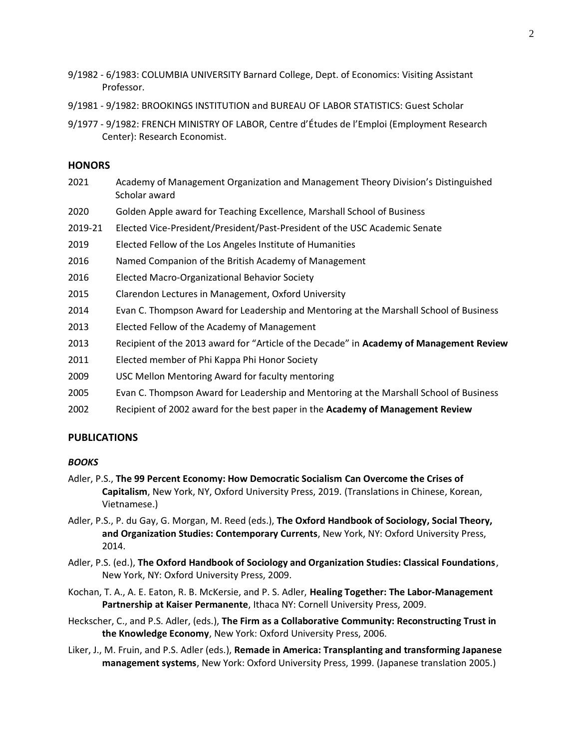9/1982 - 6/1983: COLUMBIA UNIVERSITY Barnard College, Dept. of Economics: Visiting Assistant Professor.

9/1981 - 9/1982: BROOKINGS INSTITUTION and BUREAU OF LABOR STATISTICS: Guest Scholar

9/1977 - 9/1982: FRENCH MINISTRY OF LABOR, Centre d'Études de l'Emploi (Employment Research Center): Research Economist.

## HONORS

2021 Academy of Management Organization and Management Theory Division's Distinguished Scholar award

2020 Golden Apple award for Teaching Excellence, Marshall School of Business

2019-21 Elected Vice-President/President/Past-President of the USC Academic Senate

2019 Elected Fellow of the Los Angeles Institute of Humanities

2016 Named Companion of the British Academy of Management

2016 Elected Macro-Organizational Behavior Society

2015 Clarendon Lectures in Management, Oxford University

2014 Evan C. Thompson Award for Leadership and Mentoring at the Marshall School of Business

2013 Elected Fellow of the Academy of Management

2013 Recipient of the 2013 award for "Article of the Decade" in **Academy of Management Review**

2011 Elected member of Phi Kappa Phi Honor Society

2009 USC Mellon Mentoring Award for faculty mentoring

2005 Evan C. Thompson Award for Leadership and Mentoring at the Marshall School of Business

2002 Recipient of 2002 award for the best paper in the **Academy of Management Review**

## PUBLICATIONS

### *BOOKS*

Adler, P.S., **The 99 Percent Economy: How Democratic Socialism Can Overcome the Crises of Capitalism**, New York, NY, Oxford University Press, 2019. (Translations in Chinese, Korean, Vietnamese.)

Adler, P.S., P. du Gay, G. Morgan, M. Reed (eds.), **The Oxford Handbook of Sociology, Social Theory, and Organization Studies: Contemporary Currents**, New York, NY: Oxford University Press, 2014.

Adler, P.S. (ed.), **The Oxford Handbook of Sociology and Organization Studies: Classical Foundations**, New York, NY: Oxford University Press, 2009.

Kochan, T. A., A. E. Eaton, R. B. McKersie, and P. S. Adler, **Healing Together: The Labor-Management Partnership at Kaiser Permanente**, Ithaca NY: Cornell University Press, 2009.

Heckscher, C., and P.S. Adler, (eds.), **The Firm as a Collaborative Community: Reconstructing Trust in the Knowledge Economy**, New York: Oxford University Press, 2006.

Liker, J., M. Fruin, and P.S. Adler (eds.), **Remade in America: Transplanting and transforming Japanese management systems**, New York: Oxford University Press, 1999. (Japanese translation 2005.)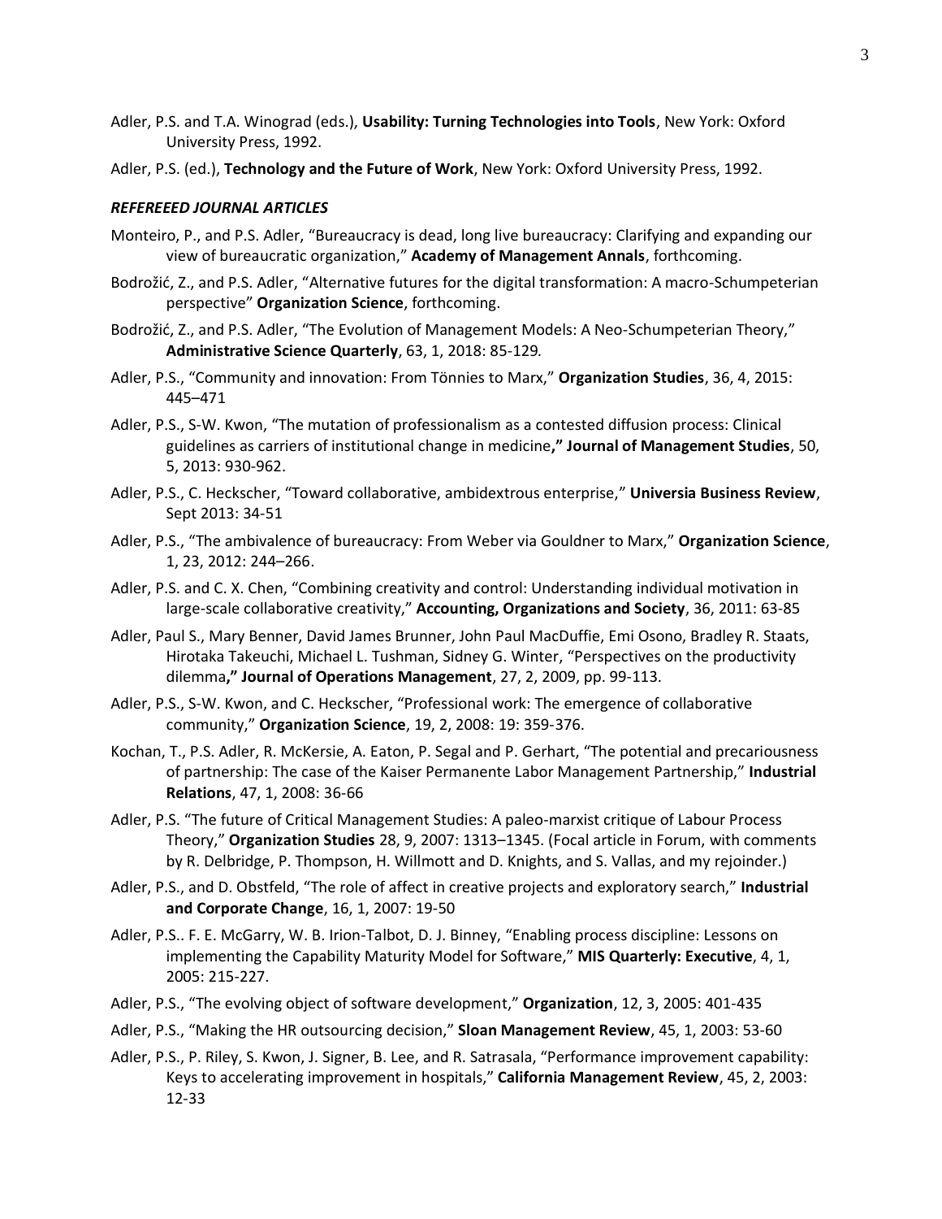Adler, P.S. and T.A. Winograd (eds.), **Usability: Turning Technologies into Tools**, New York: Oxford University Press, 1992.

Adler, P.S. (ed.), **Technology and the Future of Work**, New York: Oxford University Press, 1992.

### *REFEREEED JOURNAL ARTICLES*

Monteiro, P., and P.S. Adler, "Bureaucracy is dead, long live bureaucracy: Clarifying and expanding our view of bureaucratic organization," **Academy of Management Annals**, forthcoming.

Bodrožić, Z., and P.S. Adler, "Alternative futures for the digital transformation: A macro-Schumpeterian perspective" **Organization Science**, forthcoming.

Bodrožić, Z., and P.S. Adler, "The Evolution of Management Models: A Neo-Schumpeterian Theory," **Administrative Science Quarterly**, 63, 1, 2018: 85-129.

Adler, P.S., "Community and innovation: From Tönnies to Marx," **Organization Studies**, 36, 4, 2015: 445–471

Adler, P.S., S-W. Kwon, "The mutation of professionalism as a contested diffusion process: Clinical guidelines as carriers of institutional change in medicine**," Journal of Management Studies**, 50, 5, 2013: 930-962.

Adler, P.S., C. Heckscher, "Toward collaborative, ambidextrous enterprise," **Universia Business Review**, Sept 2013: 34-51

Adler, P.S., "The ambivalence of bureaucracy: From Weber via Gouldner to Marx," **Organization Science**, 1, 23, 2012: 244–266.

Adler, P.S. and C. X. Chen, "Combining creativity and control: Understanding individual motivation in large-scale collaborative creativity," **Accounting, Organizations and Society**, 36, 2011: 63-85

Adler, Paul S., Mary Benner, David James Brunner, John Paul MacDuffie, Emi Osono, Bradley R. Staats, Hirotaka Takeuchi, Michael L. Tushman, Sidney G. Winter, "Perspectives on the productivity dilemma**," Journal of Operations Management**, 27, 2, 2009, pp. 99-113.

Adler, P.S., S-W. Kwon, and C. Heckscher, "Professional work: The emergence of collaborative community," **Organization Science**, 19, 2, 2008: 19: 359-376.

Kochan, T., P.S. Adler, R. McKersie, A. Eaton, P. Segal and P. Gerhart, "The potential and precariousness of partnership: The case of the Kaiser Permanente Labor Management Partnership," **Industrial Relations**, 47, 1, 2008: 36-66

Adler, P.S. "The future of Critical Management Studies: A paleo-marxist critique of Labour Process Theory," **Organization Studies** 28, 9, 2007: 1313–1345. (Focal article in Forum, with comments by R. Delbridge, P. Thompson, H. Willmott and D. Knights, and S. Vallas, and my rejoinder.)

Adler, P.S., and D. Obstfeld, "The role of affect in creative projects and exploratory search," **Industrial and Corporate Change**, 16, 1, 2007: 19-50

Adler, P.S.. F. E. McGarry, W. B. Irion-Talbot, D. J. Binney, "Enabling process discipline: Lessons on implementing the Capability Maturity Model for Software," **MIS Quarterly: Executive**, 4, 1, 2005: 215-227.

Adler, P.S., "The evolving object of software development," **Organization**, 12, 3, 2005: 401-435

Adler, P.S., "Making the HR outsourcing decision," **Sloan Management Review**, 45, 1, 2003: 53-60

Adler, P.S., P. Riley, S. Kwon, J. Signer, B. Lee, and R. Satrasala, "Performance improvement capability: Keys to accelerating improvement in hospitals," **California Management Review**, 45, 2, 2003: 12-33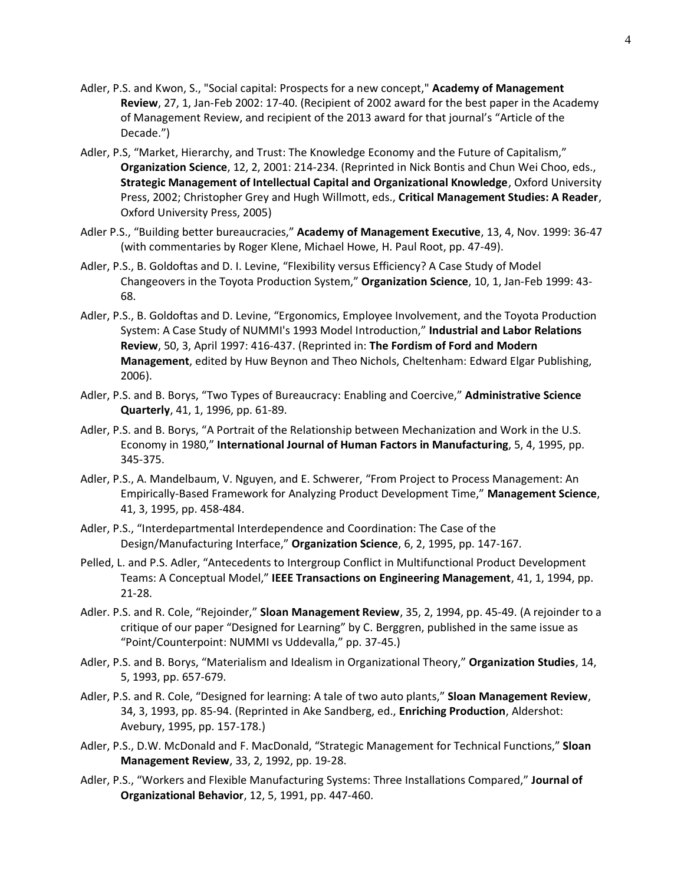Adler, P.S. and Kwon, S., "Social capital: Prospects for a new concept," **Academy of Management Review**, 27, 1, Jan-Feb 2002: 17-40. (Recipient of 2002 award for the best paper in the Academy of Management Review, and recipient of the 2013 award for that journal's "Article of the Decade.")

Adler, P.S, "Market, Hierarchy, and Trust: The Knowledge Economy and the Future of Capitalism," **Organization Science**, 12, 2, 2001: 214-234. (Reprinted in Nick Bontis and Chun Wei Choo, eds., **Strategic Management of Intellectual Capital and Organizational Knowledge**, Oxford University Press, 2002; Christopher Grey and Hugh Willmott, eds., **Critical Management Studies: A Reader**, Oxford University Press, 2005)

Adler P.S., "Building better bureaucracies," **Academy of Management Executive**, 13, 4, Nov. 1999: 36-47 (with commentaries by Roger Klene, Michael Howe, H. Paul Root, pp. 47-49).

Adler, P.S., B. Goldoftas and D. I. Levine, "Flexibility versus Efficiency? A Case Study of Model Changeovers in the Toyota Production System," **Organization Science**, 10, 1, Jan-Feb 1999: 43-68.

Adler, P.S., B. Goldoftas and D. Levine, "Ergonomics, Employee Involvement, and the Toyota Production System: A Case Study of NUMMI's 1993 Model Introduction," **Industrial and Labor Relations Review**, 50, 3, April 1997: 416-437. (Reprinted in: **The Fordism of Ford and Modern Management**, edited by Huw Beynon and Theo Nichols, Cheltenham: Edward Elgar Publishing, 2006).

Adler, P.S. and B. Borys, "Two Types of Bureaucracy: Enabling and Coercive," **Administrative Science Quarterly**, 41, 1, 1996, pp. 61-89.

Adler, P.S. and B. Borys, "A Portrait of the Relationship between Mechanization and Work in the U.S. Economy in 1980," **International Journal of Human Factors in Manufacturing**, 5, 4, 1995, pp. 345-375.

Adler, P.S., A. Mandelbaum, V. Nguyen, and E. Schwerer, "From Project to Process Management: An Empirically-Based Framework for Analyzing Product Development Time," **Management Science**, 41, 3, 1995, pp. 458-484.

Adler, P.S., "Interdepartmental Interdependence and Coordination: The Case of the Design/Manufacturing Interface," **Organization Science**, 6, 2, 1995, pp. 147-167.

Pelled, L. and P.S. Adler, "Antecedents to Intergroup Conflict in Multifunctional Product Development Teams: A Conceptual Model," **IEEE Transactions on Engineering Management**, 41, 1, 1994, pp. 21-28.

Adler. P.S. and R. Cole, "Rejoinder," **Sloan Management Review**, 35, 2, 1994, pp. 45-49. (A rejoinder to a critique of our paper "Designed for Learning" by C. Berggren, published in the same issue as "Point/Counterpoint: NUMMI vs Uddevalla," pp. 37-45.)

Adler, P.S. and B. Borys, "Materialism and Idealism in Organizational Theory," **Organization Studies**, 14, 5, 1993, pp. 657-679.

Adler, P.S. and R. Cole, "Designed for learning: A tale of two auto plants," **Sloan Management Review**, 34, 3, 1993, pp. 85-94. (Reprinted in Ake Sandberg, ed., **Enriching Production**, Aldershot: Avebury, 1995, pp. 157-178.)

Adler, P.S., D.W. McDonald and F. MacDonald, "Strategic Management for Technical Functions," **Sloan Management Review**, 33, 2, 1992, pp. 19-28.

Adler, P.S., "Workers and Flexible Manufacturing Systems: Three Installations Compared," **Journal of Organizational Behavior**, 12, 5, 1991, pp. 447-460.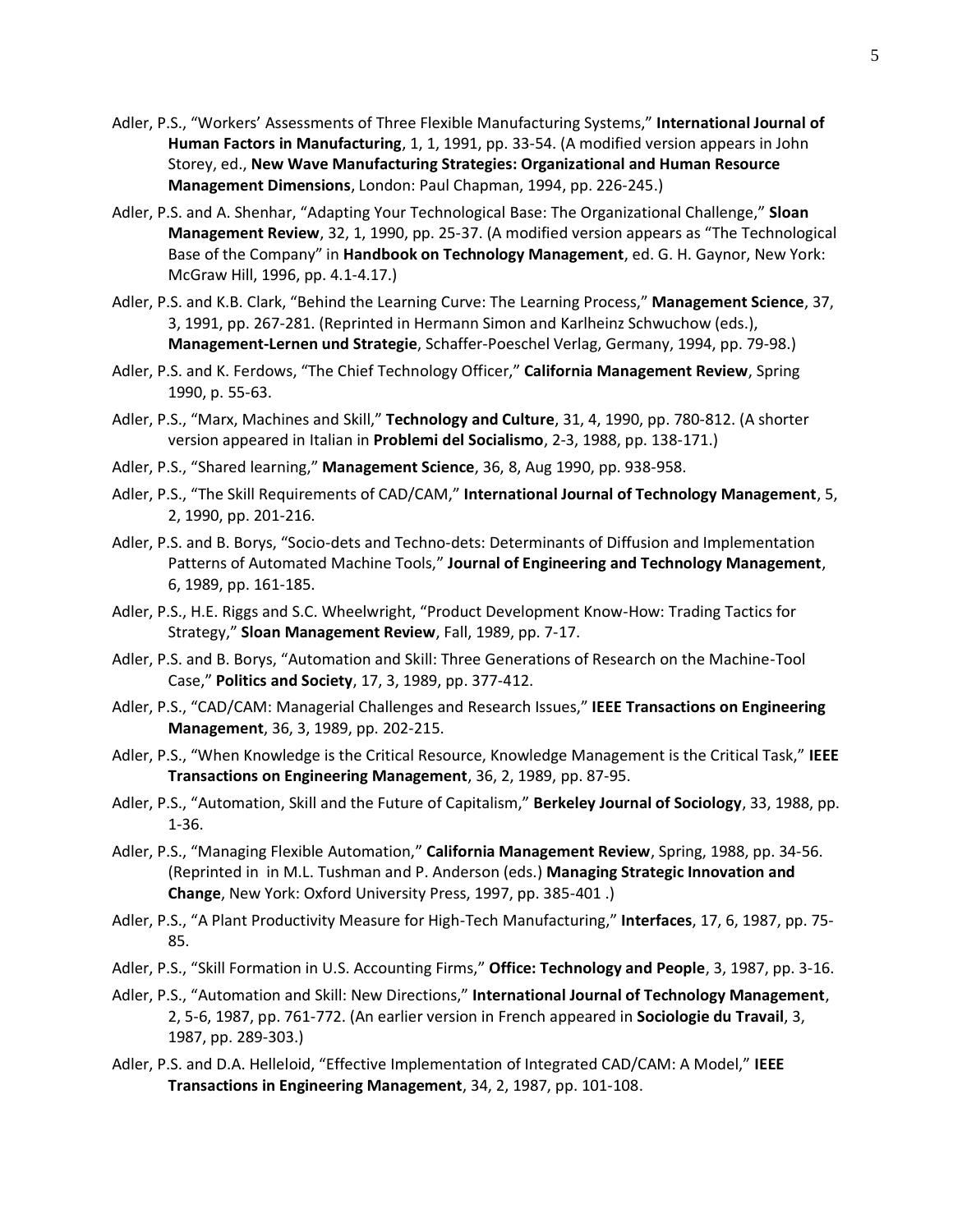Adler, P.S., "Workers' Assessments of Three Flexible Manufacturing Systems," **International Journal of Human Factors in Manufacturing**, 1, 1, 1991, pp. 33-54. (A modified version appears in John Storey, ed., **New Wave Manufacturing Strategies: Organizational and Human Resource Management Dimensions**, London: Paul Chapman, 1994, pp. 226-245.)

Adler, P.S. and A. Shenhar, "Adapting Your Technological Base: The Organizational Challenge," **Sloan Management Review**, 32, 1, 1990, pp. 25-37. (A modified version appears as "The Technological Base of the Company" in **Handbook on Technology Management**, ed. G. H. Gaynor, New York: McGraw Hill, 1996, pp. 4.1-4.17.)

Adler, P.S. and K.B. Clark, "Behind the Learning Curve: The Learning Process," **Management Science**, 37, 3, 1991, pp. 267-281. (Reprinted in Hermann Simon and Karlheinz Schwuchow (eds.), **Management-Lernen und Strategie**, Schaffer-Poeschel Verlag, Germany, 1994, pp. 79-98.)

Adler, P.S. and K. Ferdows, "The Chief Technology Officer," **California Management Review**, Spring 1990, p. 55-63.

Adler, P.S., "Marx, Machines and Skill," **Technology and Culture**, 31, 4, 1990, pp. 780-812. (A shorter version appeared in Italian in **Problemi del Socialismo**, 2-3, 1988, pp. 138-171.)

Adler, P.S., "Shared learning," **Management Science**, 36, 8, Aug 1990, pp. 938-958.

Adler, P.S., "The Skill Requirements of CAD/CAM," **International Journal of Technology Management**, 5, 2, 1990, pp. 201-216.

Adler, P.S. and B. Borys, "Socio-dets and Techno-dets: Determinants of Diffusion and Implementation Patterns of Automated Machine Tools," **Journal of Engineering and Technology Management**, 6, 1989, pp. 161-185.

Adler, P.S., H.E. Riggs and S.C. Wheelwright, "Product Development Know-How: Trading Tactics for Strategy," **Sloan Management Review**, Fall, 1989, pp. 7-17.

Adler, P.S. and B. Borys, "Automation and Skill: Three Generations of Research on the Machine-Tool Case," **Politics and Society**, 17, 3, 1989, pp. 377-412.

Adler, P.S., "CAD/CAM: Managerial Challenges and Research Issues," **IEEE Transactions on Engineering Management**, 36, 3, 1989, pp. 202-215.

Adler, P.S., "When Knowledge is the Critical Resource, Knowledge Management is the Critical Task," **IEEE Transactions on Engineering Management**, 36, 2, 1989, pp. 87-95.

Adler, P.S., "Automation, Skill and the Future of Capitalism," **Berkeley Journal of Sociology**, 33, 1988, pp. 1-36.

Adler, P.S., "Managing Flexible Automation," **California Management Review**, Spring, 1988, pp. 34-56. (Reprinted in in M.L. Tushman and P. Anderson (eds.) **Managing Strategic Innovation and Change**, New York: Oxford University Press, 1997, pp. 385-401 .)

Adler, P.S., "A Plant Productivity Measure for High-Tech Manufacturing," **Interfaces**, 17, 6, 1987, pp. 75-85.

Adler, P.S., "Skill Formation in U.S. Accounting Firms," **Office: Technology and People**, 3, 1987, pp. 3-16.

Adler, P.S., "Automation and Skill: New Directions," **International Journal of Technology Management**, 2, 5-6, 1987, pp. 761-772. (An earlier version in French appeared in **Sociologie du Travail**, 3, 1987, pp. 289-303.)

Adler, P.S. and D.A. Helleloid, "Effective Implementation of Integrated CAD/CAM: A Model," **IEEE Transactions in Engineering Management**, 34, 2, 1987, pp. 101-108.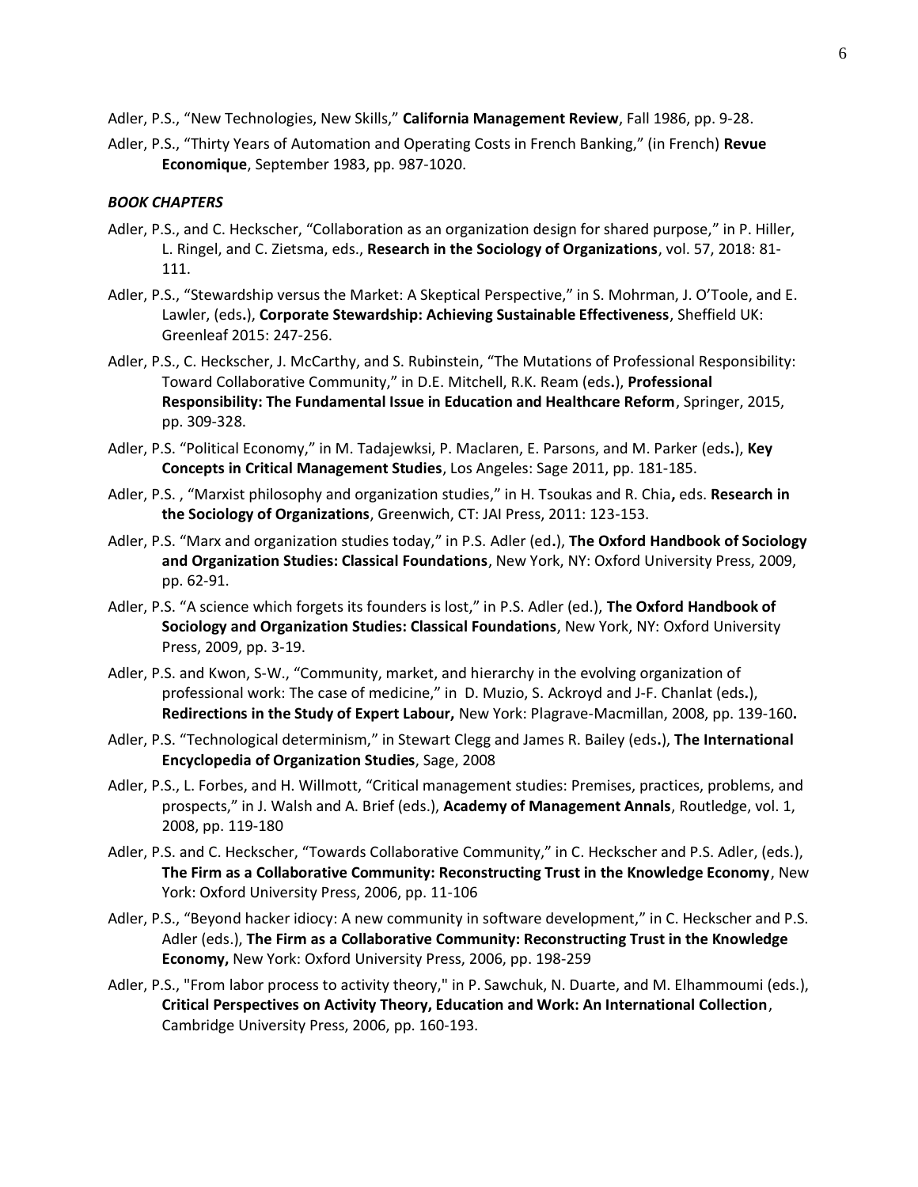Adler, P.S., “New Technologies, New Skills,” **California Management Review**, Fall 1986, pp. 9-28.

Adler, P.S., “Thirty Years of Automation and Operating Costs in French Banking,” (in French) **Revue Economique**, September 1983, pp. 987-1020.

***BOOK CHAPTERS***

Adler, P.S., and C. Heckscher, “Collaboration as an organization design for shared purpose,” in P. Hiller, L. Ringel, and C. Zietsma, eds., **Research in the Sociology of Organizations**, vol. 57, 2018: 81-111.

Adler, P.S., “Stewardship versus the Market: A Skeptical Perspective,” in S. Mohrman, J. O’Toole, and E. Lawler, (eds.), **Corporate Stewardship: Achieving Sustainable Effectiveness**, Sheffield UK: Greenleaf 2015: 247-256.

Adler, P.S., C. Heckscher, J. McCarthy, and S. Rubinstein, “The Mutations of Professional Responsibility: Toward Collaborative Community,” in D.E. Mitchell, R.K. Ream (eds.), **Professional Responsibility: The Fundamental Issue in Education and Healthcare Reform**, Springer, 2015, pp. 309-328.

Adler, P.S. “Political Economy,” in M. Tadajewksi, P. Maclaren, E. Parsons, and M. Parker (eds.), **Key Concepts in Critical Management Studies**, Los Angeles: Sage 2011, pp. 181-185.

Adler, P.S. , “Marxist philosophy and organization studies,” in H. Tsoukas and R. Chia**,** eds. **Research in the Sociology of Organizations**, Greenwich, CT: JAI Press, 2011: 123-153.

Adler, P.S. “Marx and organization studies today,” in P.S. Adler (ed.), **The Oxford Handbook of Sociology and Organization Studies: Classical Foundations**, New York, NY: Oxford University Press, 2009, pp. 62-91.

Adler, P.S. “A science which forgets its founders is lost,” in P.S. Adler (ed.), **The Oxford Handbook of Sociology and Organization Studies: Classical Foundations**, New York, NY: Oxford University Press, 2009, pp. 3-19.

Adler, P.S. and Kwon, S-W., “Community, market, and hierarchy in the evolving organization of professional work: The case of medicine,” in D. Muzio, S. Ackroyd and J-F. Chanlat (eds.), **Redirections in the Study of Expert Labour,** New York: Plagrave-Macmillan, 2008, pp. 139-160**.**

Adler, P.S. “Technological determinism,” in Stewart Clegg and James R. Bailey (eds.), **The International Encyclopedia of Organization Studies**, Sage, 2008

Adler, P.S., L. Forbes, and H. Willmott, “Critical management studies: Premises, practices, problems, and prospects,” in J. Walsh and A. Brief (eds.), **Academy of Management Annals**, Routledge, vol. 1, 2008, pp. 119-180

Adler, P.S. and C. Heckscher, “Towards Collaborative Community,” in C. Heckscher and P.S. Adler, (eds.), **The Firm as a Collaborative Community: Reconstructing Trust in the Knowledge Economy**, New York: Oxford University Press, 2006, pp. 11-106

Adler, P.S., “Beyond hacker idiocy: A new community in software development,” in C. Heckscher and P.S. Adler (eds.), **The Firm as a Collaborative Community: Reconstructing Trust in the Knowledge Economy,** New York: Oxford University Press, 2006, pp. 198-259

Adler, P.S., "From labor process to activity theory," in P. Sawchuk, N. Duarte, and M. Elhammoumi (eds.), **Critical Perspectives on Activity Theory, Education and Work: An International Collection**, Cambridge University Press, 2006, pp. 160-193.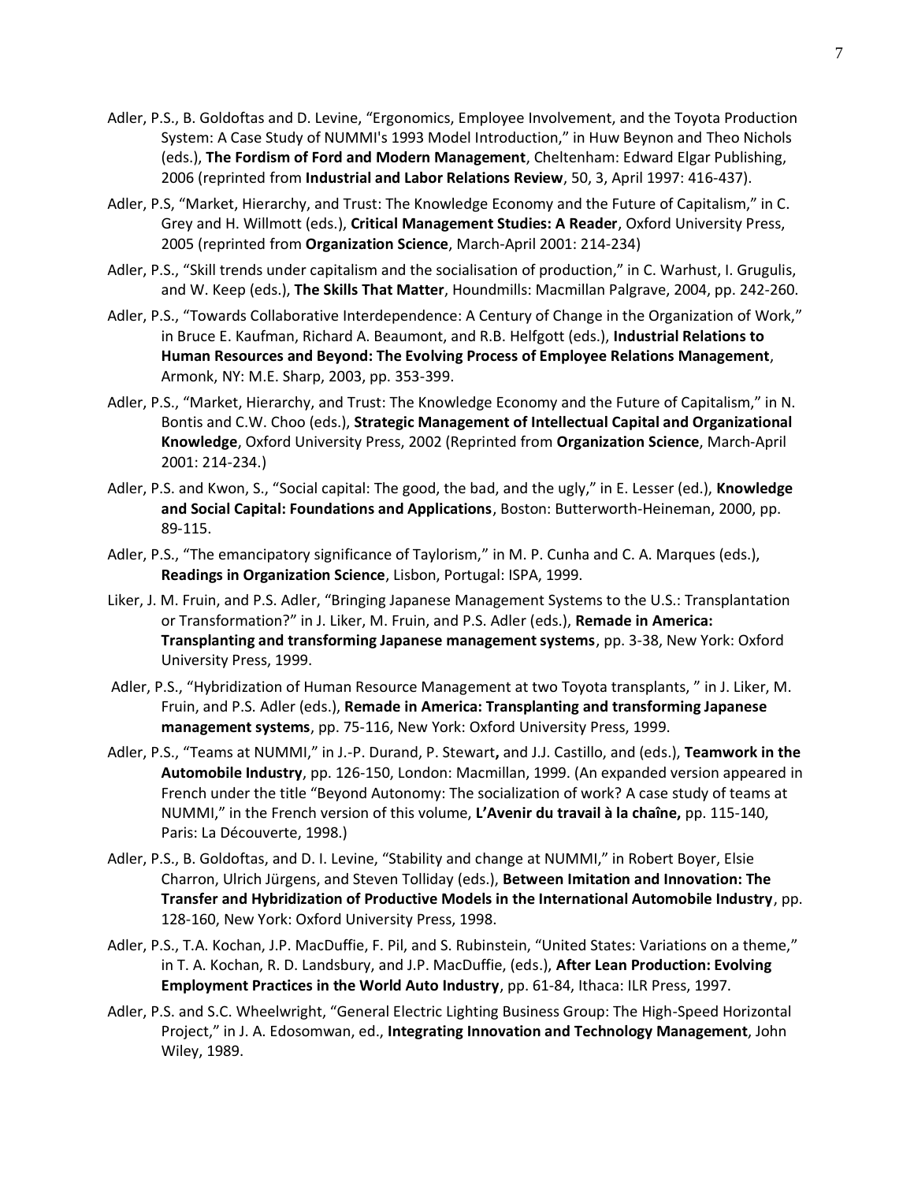Adler, P.S., B. Goldoftas and D. Levine, “Ergonomics, Employee Involvement, and the Toyota Production System: A Case Study of NUMMI's 1993 Model Introduction,” in Huw Beynon and Theo Nichols (eds.), **The Fordism of Ford and Modern Management**, Cheltenham: Edward Elgar Publishing, 2006 (reprinted from **Industrial and Labor Relations Review**, 50, 3, April 1997: 416-437).

Adler, P.S, “Market, Hierarchy, and Trust: The Knowledge Economy and the Future of Capitalism,” in C. Grey and H. Willmott (eds.), **Critical Management Studies: A Reader**, Oxford University Press, 2005 (reprinted from **Organization Science**, March-April 2001: 214-234)

Adler, P.S., “Skill trends under capitalism and the socialisation of production,” in C. Warhust, I. Grugulis, and W. Keep (eds.), **The Skills That Matter**, Houndmills: Macmillan Palgrave, 2004, pp. 242-260.

Adler, P.S., “Towards Collaborative Interdependence: A Century of Change in the Organization of Work,” in Bruce E. Kaufman, Richard A. Beaumont, and R.B. Helfgott (eds.), **Industrial Relations to Human Resources and Beyond: The Evolving Process of Employee Relations Management**, Armonk, NY: M.E. Sharp, 2003, pp. 353-399.

Adler, P.S., “Market, Hierarchy, and Trust: The Knowledge Economy and the Future of Capitalism,” in N. Bontis and C.W. Choo (eds.), **Strategic Management of Intellectual Capital and Organizational Knowledge**, Oxford University Press, 2002 (Reprinted from **Organization Science**, March-April 2001: 214-234.)

Adler, P.S. and Kwon, S., “Social capital: The good, the bad, and the ugly,” in E. Lesser (ed.), **Knowledge and Social Capital: Foundations and Applications**, Boston: Butterworth-Heineman, 2000, pp. 89-115.

Adler, P.S., “The emancipatory significance of Taylorism,” in M. P. Cunha and C. A. Marques (eds.), **Readings in Organization Science**, Lisbon, Portugal: ISPA, 1999.

Liker, J. M. Fruin, and P.S. Adler, “Bringing Japanese Management Systems to the U.S.: Transplantation or Transformation?” in J. Liker, M. Fruin, and P.S. Adler (eds.), **Remade in America: Transplanting and transforming Japanese management systems**, pp. 3-38, New York: Oxford University Press, 1999.

Adler, P.S., “Hybridization of Human Resource Management at two Toyota transplants, ” in J. Liker, M. Fruin, and P.S. Adler (eds.), **Remade in America: Transplanting and transforming Japanese management systems**, pp. 75-116, New York: Oxford University Press, 1999.

Adler, P.S., “Teams at NUMMI,” in J.-P. Durand, P. Stewart**,** and J.J. Castillo, and (eds.), **Teamwork in the Automobile Industry**, pp. 126-150, London: Macmillan, 1999. (An expanded version appeared in French under the title “Beyond Autonomy: The socialization of work? A case study of teams at NUMMI,” in the French version of this volume, **L’Avenir du travail à la chaîne,** pp. 115-140, Paris: La Découverte, 1998.)

Adler, P.S., B. Goldoftas, and D. I. Levine, “Stability and change at NUMMI,” in Robert Boyer, Elsie Charron, Ulrich Jürgens, and Steven Tolliday (eds.), **Between Imitation and Innovation: The Transfer and Hybridization of Productive Models in the International Automobile Industry**, pp. 128-160, New York: Oxford University Press, 1998.

Adler, P.S., T.A. Kochan, J.P. MacDuffie, F. Pil, and S. Rubinstein, “United States: Variations on a theme,” in T. A. Kochan, R. D. Landsbury, and J.P. MacDuffie, (eds.), **After Lean Production: Evolving Employment Practices in the World Auto Industry**, pp. 61-84, Ithaca: ILR Press, 1997.

Adler, P.S. and S.C. Wheelwright, “General Electric Lighting Business Group: The High-Speed Horizontal Project,” in J. A. Edosomwan, ed., **Integrating Innovation and Technology Management**, John Wiley, 1989.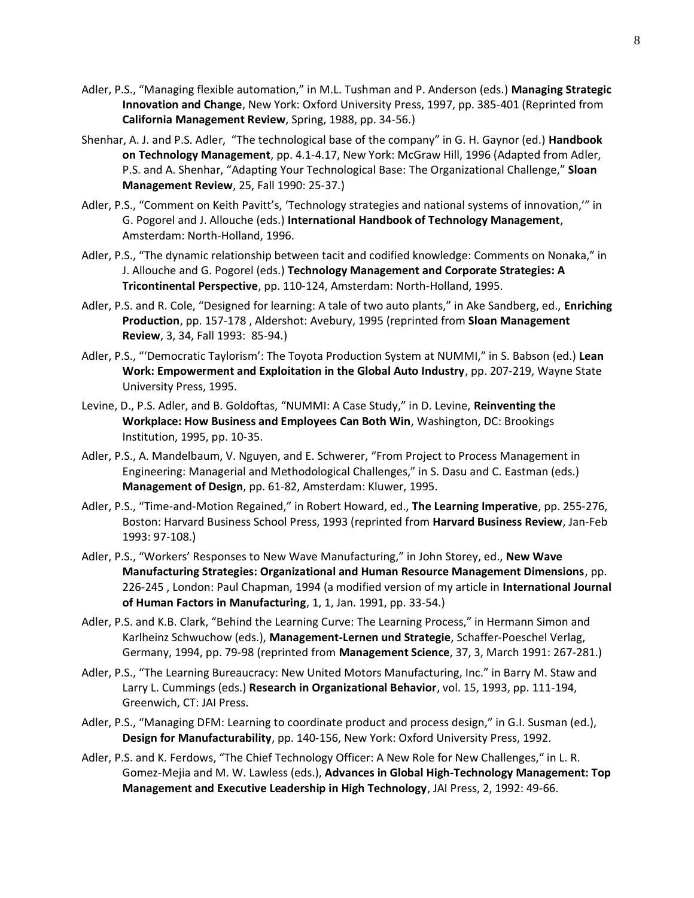Adler, P.S., "Managing flexible automation," in M.L. Tushman and P. Anderson (eds.) **Managing Strategic Innovation and Change**, New York: Oxford University Press, 1997, pp. 385-401 (Reprinted from **California Management Review**, Spring, 1988, pp. 34-56.)

Shenhar, A. J. and P.S. Adler, "The technological base of the company" in G. H. Gaynor (ed.) **Handbook on Technology Management**, pp. 4.1-4.17, New York: McGraw Hill, 1996 (Adapted from Adler, P.S. and A. Shenhar, "Adapting Your Technological Base: The Organizational Challenge," **Sloan Management Review**, 25, Fall 1990: 25-37.)

Adler, P.S., "Comment on Keith Pavitt's, 'Technology strategies and national systems of innovation,'" in G. Pogorel and J. Allouche (eds.) **International Handbook of Technology Management**, Amsterdam: North-Holland, 1996.

Adler, P.S., "The dynamic relationship between tacit and codified knowledge: Comments on Nonaka," in J. Allouche and G. Pogorel (eds.) **Technology Management and Corporate Strategies: A Tricontinental Perspective**, pp. 110-124, Amsterdam: North-Holland, 1995.

Adler, P.S. and R. Cole, "Designed for learning: A tale of two auto plants," in Ake Sandberg, ed., **Enriching Production**, pp. 157-178 , Aldershot: Avebury, 1995 (reprinted from **Sloan Management Review**, 3, 34, Fall 1993: 85-94.)

Adler, P.S., "'Democratic Taylorism': The Toyota Production System at NUMMI," in S. Babson (ed.) **Lean Work: Empowerment and Exploitation in the Global Auto Industry**, pp. 207-219, Wayne State University Press, 1995.

Levine, D., P.S. Adler, and B. Goldoftas, "NUMMI: A Case Study," in D. Levine, **Reinventing the Workplace: How Business and Employees Can Both Win**, Washington, DC: Brookings Institution, 1995, pp. 10-35.

Adler, P.S., A. Mandelbaum, V. Nguyen, and E. Schwerer, "From Project to Process Management in Engineering: Managerial and Methodological Challenges," in S. Dasu and C. Eastman (eds.) **Management of Design**, pp. 61-82, Amsterdam: Kluwer, 1995.

Adler, P.S., "Time-and-Motion Regained," in Robert Howard, ed., **The Learning Imperative**, pp. 255-276, Boston: Harvard Business School Press, 1993 (reprinted from **Harvard Business Review**, Jan-Feb 1993: 97-108.)

Adler, P.S., "Workers' Responses to New Wave Manufacturing," in John Storey, ed., **New Wave Manufacturing Strategies: Organizational and Human Resource Management Dimensions**, pp. 226-245 , London: Paul Chapman, 1994 (a modified version of my article in **International Journal of Human Factors in Manufacturing**, 1, 1, Jan. 1991, pp. 33-54.)

Adler, P.S. and K.B. Clark, "Behind the Learning Curve: The Learning Process," in Hermann Simon and Karlheinz Schwuchow (eds.), **Management-Lernen und Strategie**, Schaffer-Poeschel Verlag, Germany, 1994, pp. 79-98 (reprinted from **Management Science**, 37, 3, March 1991: 267-281.)

Adler, P.S., "The Learning Bureaucracy: New United Motors Manufacturing, Inc." in Barry M. Staw and Larry L. Cummings (eds.) **Research in Organizational Behavior**, vol. 15, 1993, pp. 111-194, Greenwich, CT: JAI Press.

Adler, P.S., "Managing DFM: Learning to coordinate product and process design," in G.I. Susman (ed.), **Design for Manufacturability**, pp. 140-156, New York: Oxford University Press, 1992.

Adler, P.S. and K. Ferdows, "The Chief Technology Officer: A New Role for New Challenges," in L. R. Gomez-Mejia and M. W. Lawless (eds.), **Advances in Global High-Technology Management: Top Management and Executive Leadership in High Technology**, JAI Press, 2, 1992: 49-66.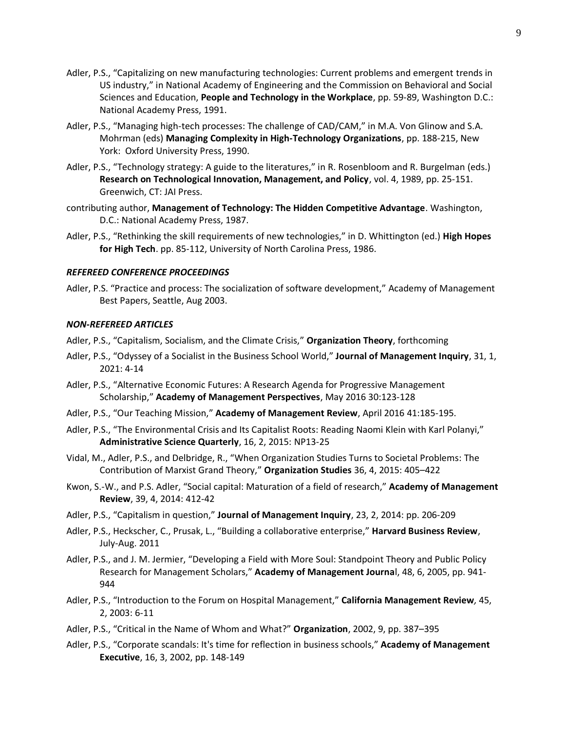Adler, P.S., "Capitalizing on new manufacturing technologies: Current problems and emergent trends in US industry," in National Academy of Engineering and the Commission on Behavioral and Social Sciences and Education, **People and Technology in the Workplace**, pp. 59-89, Washington D.C.: National Academy Press, 1991.

Adler, P.S., "Managing high-tech processes: The challenge of CAD/CAM," in M.A. Von Glinow and S.A. Mohrman (eds) **Managing Complexity in High-Technology Organizations**, pp. 188-215, New York: Oxford University Press, 1990.

Adler, P.S., "Technology strategy: A guide to the literatures," in R. Rosenbloom and R. Burgelman (eds.) **Research on Technological Innovation, Management, and Policy**, vol. 4, 1989, pp. 25-151. Greenwich, CT: JAI Press.

contributing author, **Management of Technology: The Hidden Competitive Advantage**. Washington, D.C.: National Academy Press, 1987.

Adler, P.S., "Rethinking the skill requirements of new technologies," in D. Whittington (ed.) **High Hopes for High Tech**. pp. 85-112, University of North Carolina Press, 1986.

### *REFEREED CONFERENCE PROCEEDINGS*

Adler, P.S. "Practice and process: The socialization of software development," Academy of Management Best Papers, Seattle, Aug 2003.

### *NON-REFEREED ARTICLES*

Adler, P.S., "Capitalism, Socialism, and the Climate Crisis," **Organization Theory**, forthcoming

Adler, P.S., "Odyssey of a Socialist in the Business School World," **Journal of Management Inquiry**, 31, 1, 2021: 4-14

Adler, P.S., "Alternative Economic Futures: A Research Agenda for Progressive Management Scholarship," **Academy of Management Perspectives**, May 2016 30:123-128

Adler, P.S., "Our Teaching Mission," **Academy of Management Review**, April 2016 41:185-195.

Adler, P.S., "The Environmental Crisis and Its Capitalist Roots: Reading Naomi Klein with Karl Polanyi," **Administrative Science Quarterly**, 16, 2, 2015: NP13-25

Vidal, M., Adler, P.S., and Delbridge, R., "When Organization Studies Turns to Societal Problems: The Contribution of Marxist Grand Theory," **Organization Studies** 36, 4, 2015: 405–422

Kwon, S.-W., and P.S. Adler, "Social capital: Maturation of a field of research," **Academy of Management Review**, 39, 4, 2014: 412-42

Adler, P.S., "Capitalism in question," **Journal of Management Inquiry**, 23, 2, 2014: pp. 206-209

Adler, P.S., Heckscher, C., Prusak, L., "Building a collaborative enterprise," **Harvard Business Review**, July-Aug. 2011

Adler, P.S., and J. M. Jermier, "Developing a Field with More Soul: Standpoint Theory and Public Policy Research for Management Scholars," **Academy of Management Journal**, 48, 6, 2005, pp. 941-944

Adler, P.S., "Introduction to the Forum on Hospital Management," **California Management Review**, 45, 2, 2003: 6-11

Adler, P.S., "Critical in the Name of Whom and What?" **Organization**, 2002, 9, pp. 387–395

Adler, P.S., "Corporate scandals: It's time for reflection in business schools," **Academy of Management Executive**, 16, 3, 2002, pp. 148-149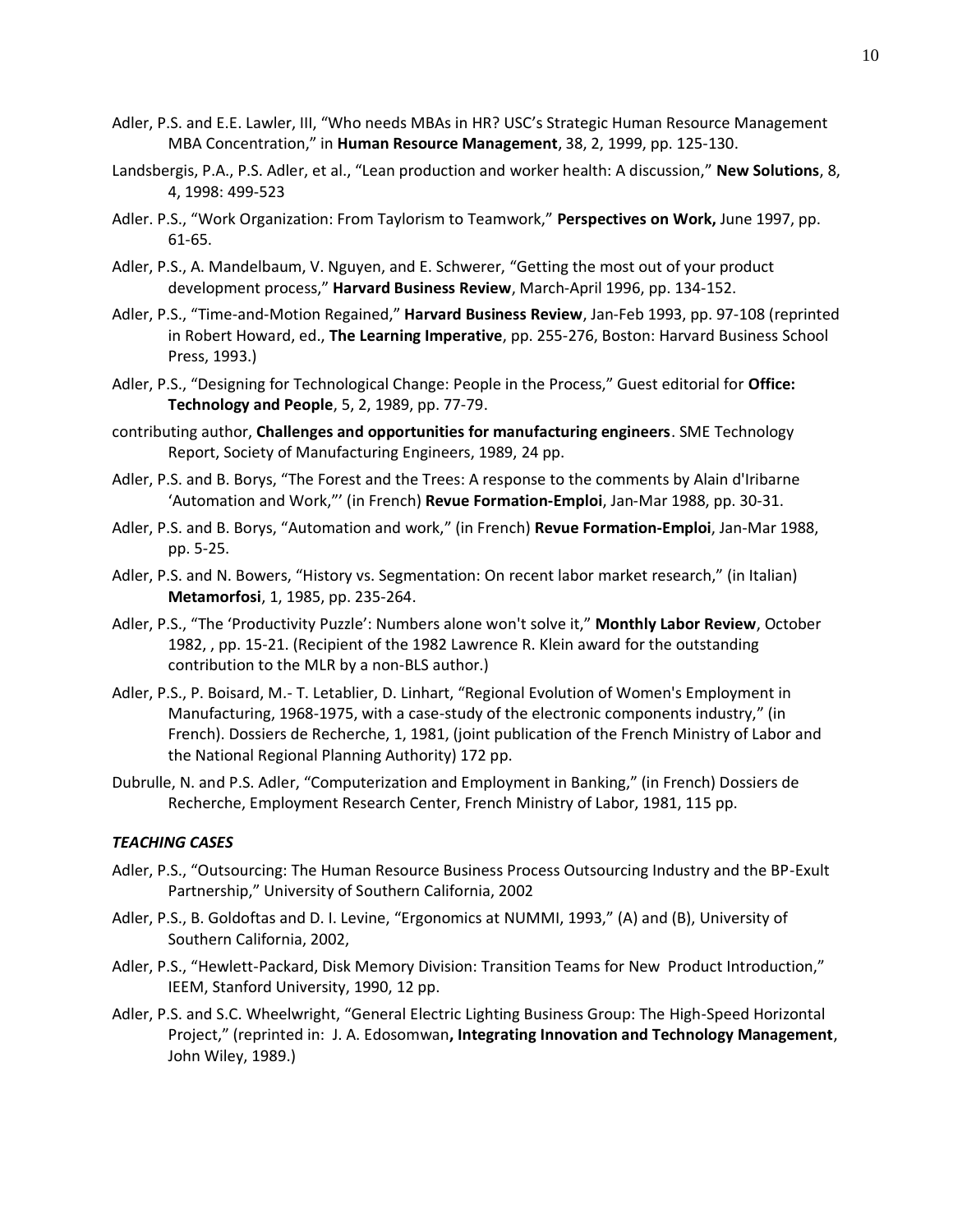Adler, P.S. and E.E. Lawler, III, "Who needs MBAs in HR? USC's Strategic Human Resource Management MBA Concentration," in **Human Resource Management**, 38, 2, 1999, pp. 125-130.

Landsbergis, P.A., P.S. Adler, et al., "Lean production and worker health: A discussion," **New Solutions**, 8, 4, 1998: 499-523

Adler. P.S., "Work Organization: From Taylorism to Teamwork," **Perspectives on Work,** June 1997, pp. 61-65.

Adler, P.S., A. Mandelbaum, V. Nguyen, and E. Schwerer, "Getting the most out of your product development process," **Harvard Business Review**, March-April 1996, pp. 134-152.

Adler, P.S., "Time-and-Motion Regained," **Harvard Business Review**, Jan-Feb 1993, pp. 97-108 (reprinted in Robert Howard, ed., **The Learning Imperative**, pp. 255-276, Boston: Harvard Business School Press, 1993.)

Adler, P.S., "Designing for Technological Change: People in the Process," Guest editorial for **Office: Technology and People**, 5, 2, 1989, pp. 77-79.

contributing author, **Challenges and opportunities for manufacturing engineers**. SME Technology Report, Society of Manufacturing Engineers, 1989, 24 pp.

Adler, P.S. and B. Borys, "The Forest and the Trees: A response to the comments by Alain d'Iribarne 'Automation and Work,"' (in French) **Revue Formation-Emploi**, Jan-Mar 1988, pp. 30-31.

Adler, P.S. and B. Borys, "Automation and work," (in French) **Revue Formation-Emploi**, Jan-Mar 1988, pp. 5-25.

Adler, P.S. and N. Bowers, "History vs. Segmentation: On recent labor market research," (in Italian) **Metamorfosi**, 1, 1985, pp. 235-264.

Adler, P.S., "The 'Productivity Puzzle': Numbers alone won't solve it," **Monthly Labor Review**, October 1982, , pp. 15-21. (Recipient of the 1982 Lawrence R. Klein award for the outstanding contribution to the MLR by a non-BLS author.)

Adler, P.S., P. Boisard, M.- T. Letablier, D. Linhart, "Regional Evolution of Women's Employment in Manufacturing, 1968-1975, with a case-study of the electronic components industry," (in French). Dossiers de Recherche, 1, 1981, (joint publication of the French Ministry of Labor and the National Regional Planning Authority) 172 pp.

Dubrulle, N. and P.S. Adler, "Computerization and Employment in Banking," (in French) Dossiers de Recherche, Employment Research Center, French Ministry of Labor, 1981, 115 pp.

***TEACHING CASES***

Adler, P.S., "Outsourcing: The Human Resource Business Process Outsourcing Industry and the BP-Exult Partnership," University of Southern California, 2002

Adler, P.S., B. Goldoftas and D. I. Levine, "Ergonomics at NUMMI, 1993," (A) and (B), University of Southern California, 2002,

Adler, P.S., "Hewlett-Packard, Disk Memory Division: Transition Teams for New Product Introduction," IEEM, Stanford University, 1990, 12 pp.

Adler, P.S. and S.C. Wheelwright, "General Electric Lighting Business Group: The High-Speed Horizontal Project," (reprinted in: J. A. Edosomwan**, Integrating Innovation and Technology Management**, John Wiley, 1989.)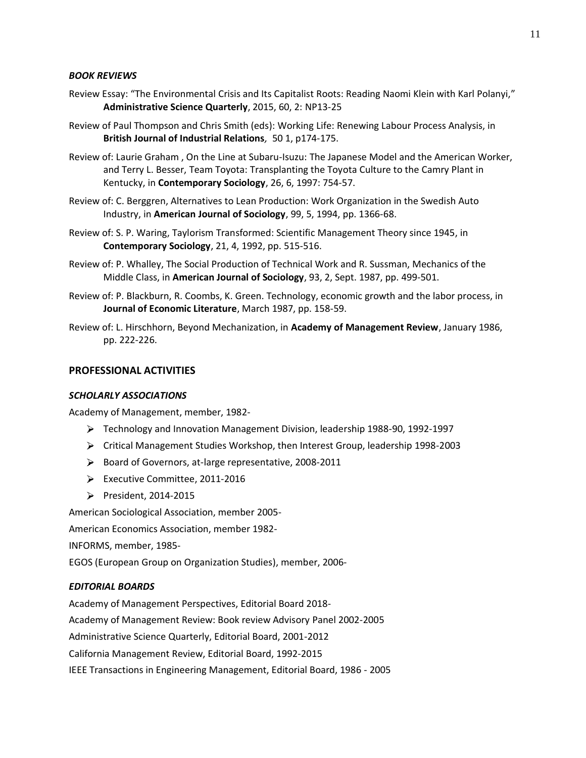### *BOOK REVIEWS*

Review Essay: "The Environmental Crisis and Its Capitalist Roots: Reading Naomi Klein with Karl Polanyi," **Administrative Science Quarterly**, 2015, 60, 2: NP13-25

Review of Paul Thompson and Chris Smith (eds): Working Life: Renewing Labour Process Analysis, in **British Journal of Industrial Relations***,* 50 1, p174-175.

Review of: Laurie Graham , On the Line at Subaru-Isuzu: The Japanese Model and the American Worker, and Terry L. Besser, Team Toyota: Transplanting the Toyota Culture to the Camry Plant in Kentucky, in **Contemporary Sociology**, 26, 6, 1997: 754-57.

Review of: C. Berggren, Alternatives to Lean Production: Work Organization in the Swedish Auto Industry, in **American Journal of Sociology**, 99, 5, 1994, pp. 1366-68.

Review of: S. P. Waring, Taylorism Transformed: Scientific Management Theory since 1945, in **Contemporary Sociology**, 21, 4, 1992, pp. 515-516.

Review of: P. Whalley, The Social Production of Technical Work and R. Sussman, Mechanics of the Middle Class, in **American Journal of Sociology**, 93, 2, Sept. 1987, pp. 499-501.

Review of: P. Blackburn, R. Coombs, K. Green. Technology, economic growth and the labor process, in **Journal of Economic Literature**, March 1987, pp. 158-59.

Review of: L. Hirschhorn, Beyond Mechanization, in **Academy of Management Review**, January 1986, pp. 222-226.

## PROFESSIONAL ACTIVITIES

### *SCHOLARLY ASSOCIATIONS*

Academy of Management, member, 1982-

- Technology and Innovation Management Division, leadership 1988-90, 1992-1997
- Critical Management Studies Workshop, then Interest Group, leadership 1998-2003
- Board of Governors, at-large representative, 2008-2011
- Executive Committee, 2011-2016
- President, 2014-2015

American Sociological Association, member 2005-

American Economics Association, member 1982-

INFORMS, member, 1985-

EGOS (European Group on Organization Studies), member, 2006-

### *EDITORIAL BOARDS*

Academy of Management Perspectives, Editorial Board 2018-

Academy of Management Review: Book review Advisory Panel 2002-2005

Administrative Science Quarterly, Editorial Board, 2001-2012

California Management Review, Editorial Board, 1992-2015

IEEE Transactions in Engineering Management, Editorial Board, 1986 - 2005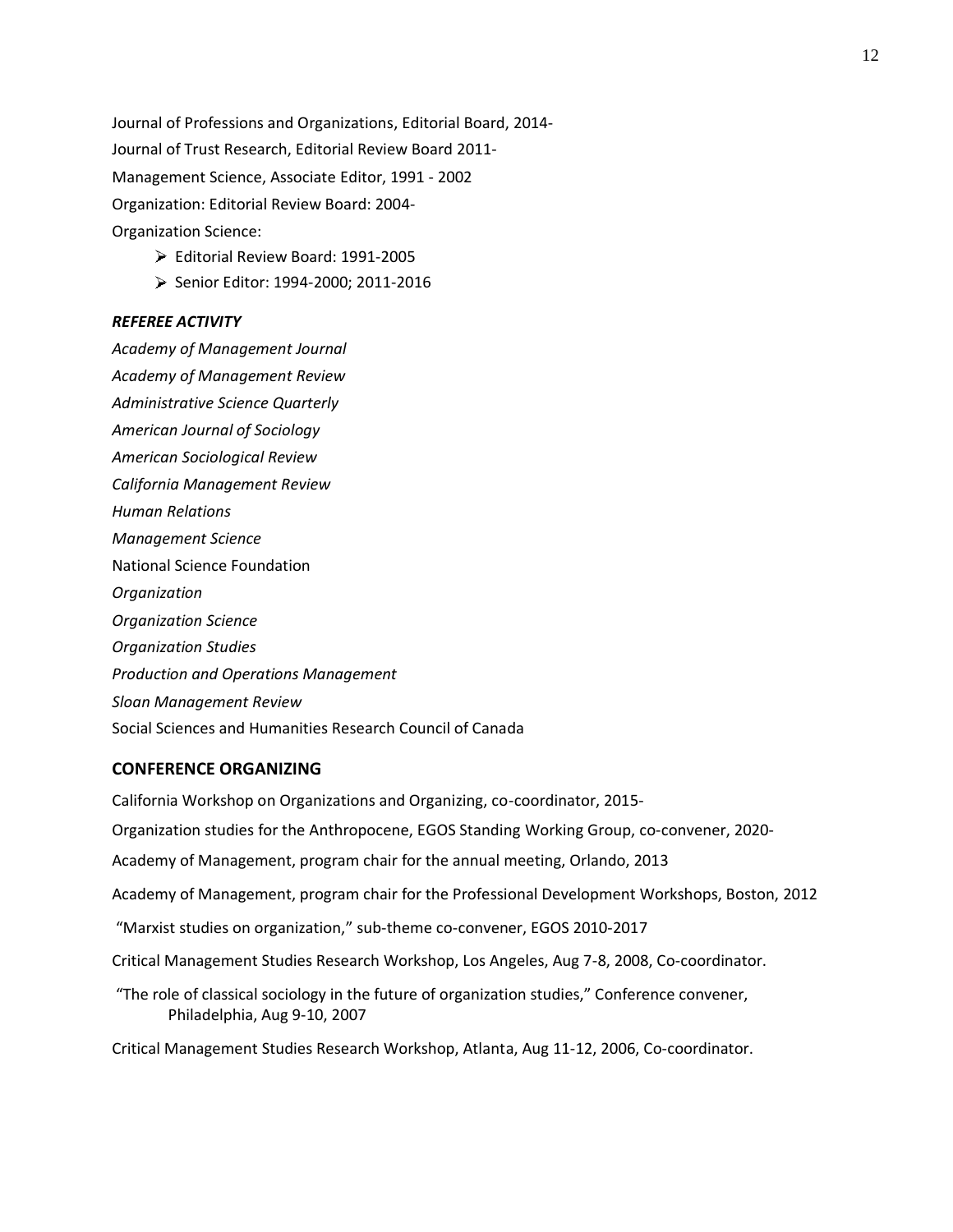Journal of Professions and Organizations, Editorial Board, 2014-

Journal of Trust Research, Editorial Review Board 2011-

Management Science, Associate Editor, 1991 - 2002

Organization: Editorial Review Board: 2004-

Organization Science:

- Editorial Review Board: 1991-2005
- Senior Editor: 1994-2000; 2011-2016

### *REFEREE ACTIVITY*

*Academy of Management Journal*

*Academy of Management Review*

*Administrative Science Quarterly*

*American Journal of Sociology*

*American Sociological Review*

*California Management Review*

*Human Relations*

*Management Science*

National Science Foundation

*Organization*

*Organization Science*

*Organization Studies*

*Production and Operations Management*

*Sloan Management Review*

Social Sciences and Humanities Research Council of Canada

## CONFERENCE ORGANIZING

California Workshop on Organizations and Organizing, co-coordinator, 2015-

Organization studies for the Anthropocene, EGOS Standing Working Group, co-convener, 2020-

Academy of Management, program chair for the annual meeting, Orlando, 2013

Academy of Management, program chair for the Professional Development Workshops, Boston, 2012

"Marxist studies on organization," sub-theme co-convener, EGOS 2010-2017

Critical Management Studies Research Workshop, Los Angeles, Aug 7-8, 2008, Co-coordinator.

"The role of classical sociology in the future of organization studies," Conference convener, Philadelphia, Aug 9-10, 2007

Critical Management Studies Research Workshop, Atlanta, Aug 11-12, 2006, Co-coordinator.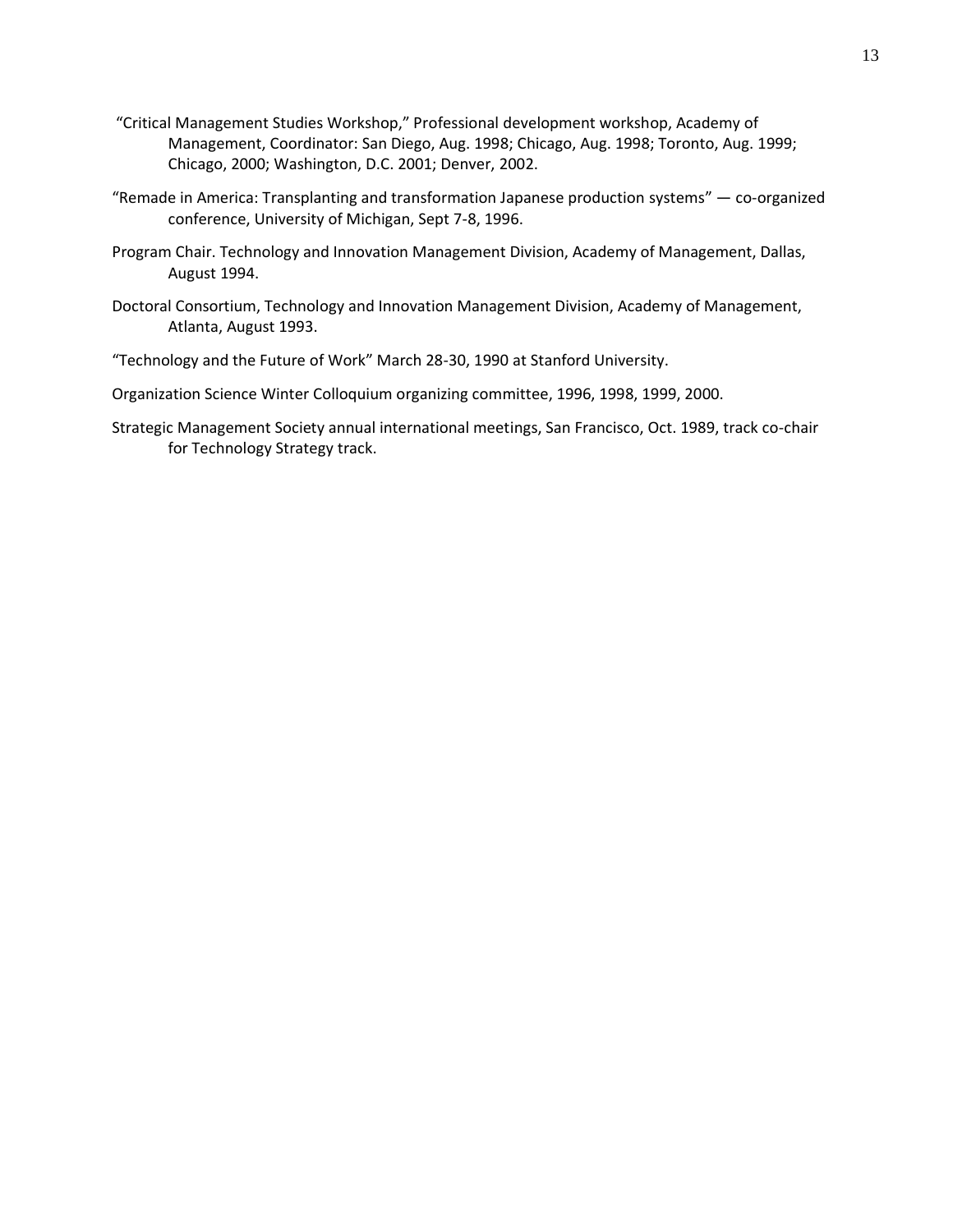"Critical Management Studies Workshop," Professional development workshop, Academy of Management, Coordinator: San Diego, Aug. 1998; Chicago, Aug. 1998; Toronto, Aug. 1999; Chicago, 2000; Washington, D.C. 2001; Denver, 2002.

"Remade in America: Transplanting and transformation Japanese production systems" — co-organized conference, University of Michigan, Sept 7-8, 1996.

Program Chair. Technology and Innovation Management Division, Academy of Management, Dallas, August 1994.

Doctoral Consortium, Technology and Innovation Management Division, Academy of Management, Atlanta, August 1993.

"Technology and the Future of Work" March 28-30, 1990 at Stanford University.

Organization Science Winter Colloquium organizing committee, 1996, 1998, 1999, 2000.

Strategic Management Society annual international meetings, San Francisco, Oct. 1989, track co-chair for Technology Strategy track.